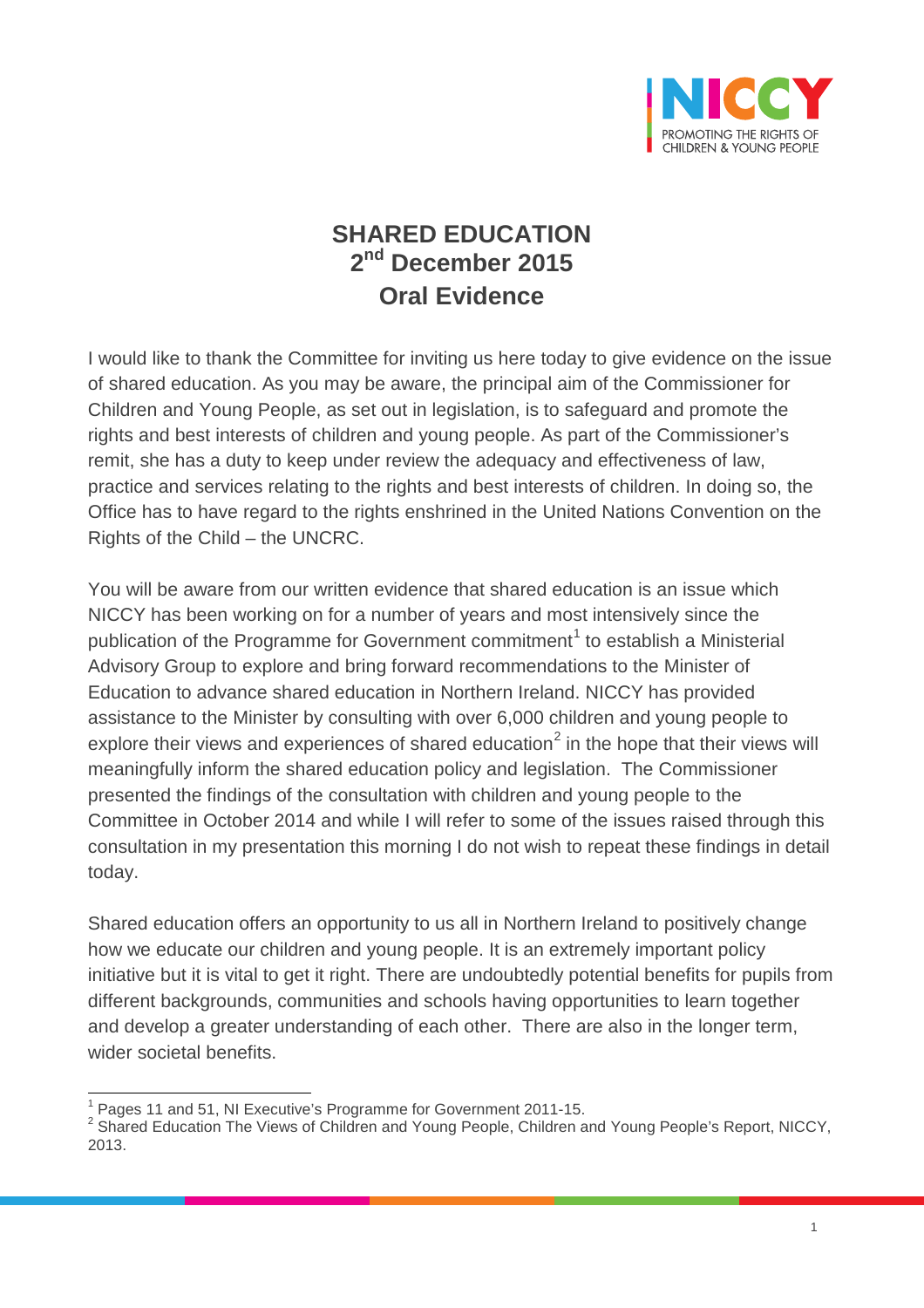# SHARED EDUCATION
## 2nd December 2015
## Oral Evidence

I would like to thank the Committee for inviting us here today to give evidence on the issue of shared education. As you may be aware, the principal aim of the Commissioner for Children and Young People, as set out in legislation, is to safeguard and promote the rights and best interests of children and young people. As part of the Commissioner's remit, she has a duty to keep under review the adequacy and effectiveness of law, practice and services relating to the rights and best interests of children. In doing so, the Office has to have regard to the rights enshrined in the United Nations Convention on the Rights of the Child – the UNCRC.

You will be aware from our written evidence that shared education is an issue which NICCY has been working on for a number of years and most intensively since the publication of the Programme for Government commitment[1] to establish a Ministerial Advisory Group to explore and bring forward recommendations to the Minister of Education to advance shared education in Northern Ireland. NICCY has provided assistance to the Minister by consulting with over 6,000 children and young people to explore their views and experiences of shared education[2] in the hope that their views will meaningfully inform the shared education policy and legislation. The Commissioner presented the findings of the consultation with children and young people to the Committee in October 2014 and while I will refer to some of the issues raised through this consultation in my presentation this morning I do not wish to repeat these findings in detail today.

Shared education offers an opportunity to us all in Northern Ireland to positively change how we educate our children and young people. It is an extremely important policy initiative but it is vital to get it right. There are undoubtedly potential benefits for pupils from different backgrounds, communities and schools having opportunities to learn together and develop a greater understanding of each other. There are also in the longer term, wider societal benefits.

---

[1] Pages 11 and 51, NI Executive's Programme for Government 2011-15.

[2] Shared Education The Views of Children and Young People, Children and Young People's Report, NICCY, 2013.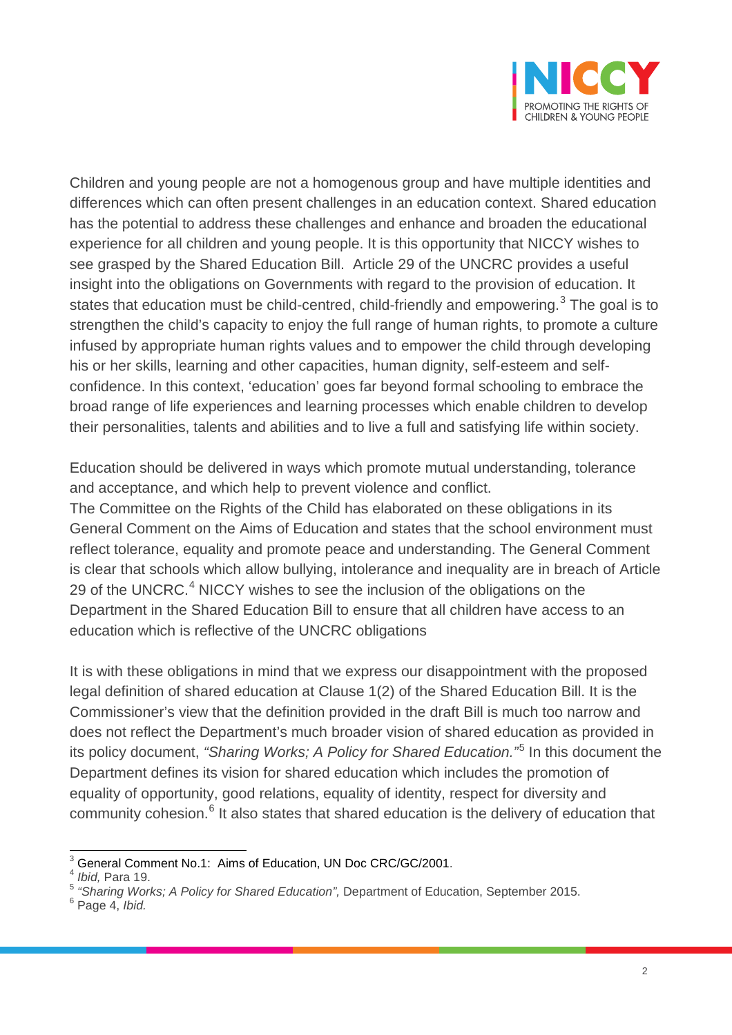Children and young people are not a homogenous group and have multiple identities and differences which can often present challenges in an education context. Shared education has the potential to address these challenges and enhance and broaden the educational experience for all children and young people. It is this opportunity that NICCY wishes to see grasped by the Shared Education Bill. Article 29 of the UNCRC provides a useful insight into the obligations on Governments with regard to the provision of education. It states that education must be child-centred, child-friendly and empowering.[3] The goal is to strengthen the child's capacity to enjoy the full range of human rights, to promote a culture infused by appropriate human rights values and to empower the child through developing his or her skills, learning and other capacities, human dignity, self-esteem and self-confidence. In this context, 'education' goes far beyond formal schooling to embrace the broad range of life experiences and learning processes which enable children to develop their personalities, talents and abilities and to live a full and satisfying life within society.

Education should be delivered in ways which promote mutual understanding, tolerance and acceptance, and which help to prevent violence and conflict.
The Committee on the Rights of the Child has elaborated on these obligations in its General Comment on the Aims of Education and states that the school environment must reflect tolerance, equality and promote peace and understanding. The General Comment is clear that schools which allow bullying, intolerance and inequality are in breach of Article 29 of the UNCRC.[4] NICCY wishes to see the inclusion of the obligations on the Department in the Shared Education Bill to ensure that all children have access to an education which is reflective of the UNCRC obligations

It is with these obligations in mind that we express our disappointment with the proposed legal definition of shared education at Clause 1(2) of the Shared Education Bill. It is the Commissioner's view that the definition provided in the draft Bill is much too narrow and does not reflect the Department's much broader vision of shared education as provided in its policy document, *"Sharing Works; A Policy for Shared Education."*[5] In this document the Department defines its vision for shared education which includes the promotion of equality of opportunity, good relations, equality of identity, respect for diversity and community cohesion.[6] It also states that shared education is the delivery of education that

---

[3] General Comment No.1: Aims of Education, UN Doc CRC/GC/2001.
[4] *Ibid,* Para 19.
[5] *"Sharing Works; A Policy for Shared Education",* Department of Education, September 2015.
[6] Page 4, *Ibid.*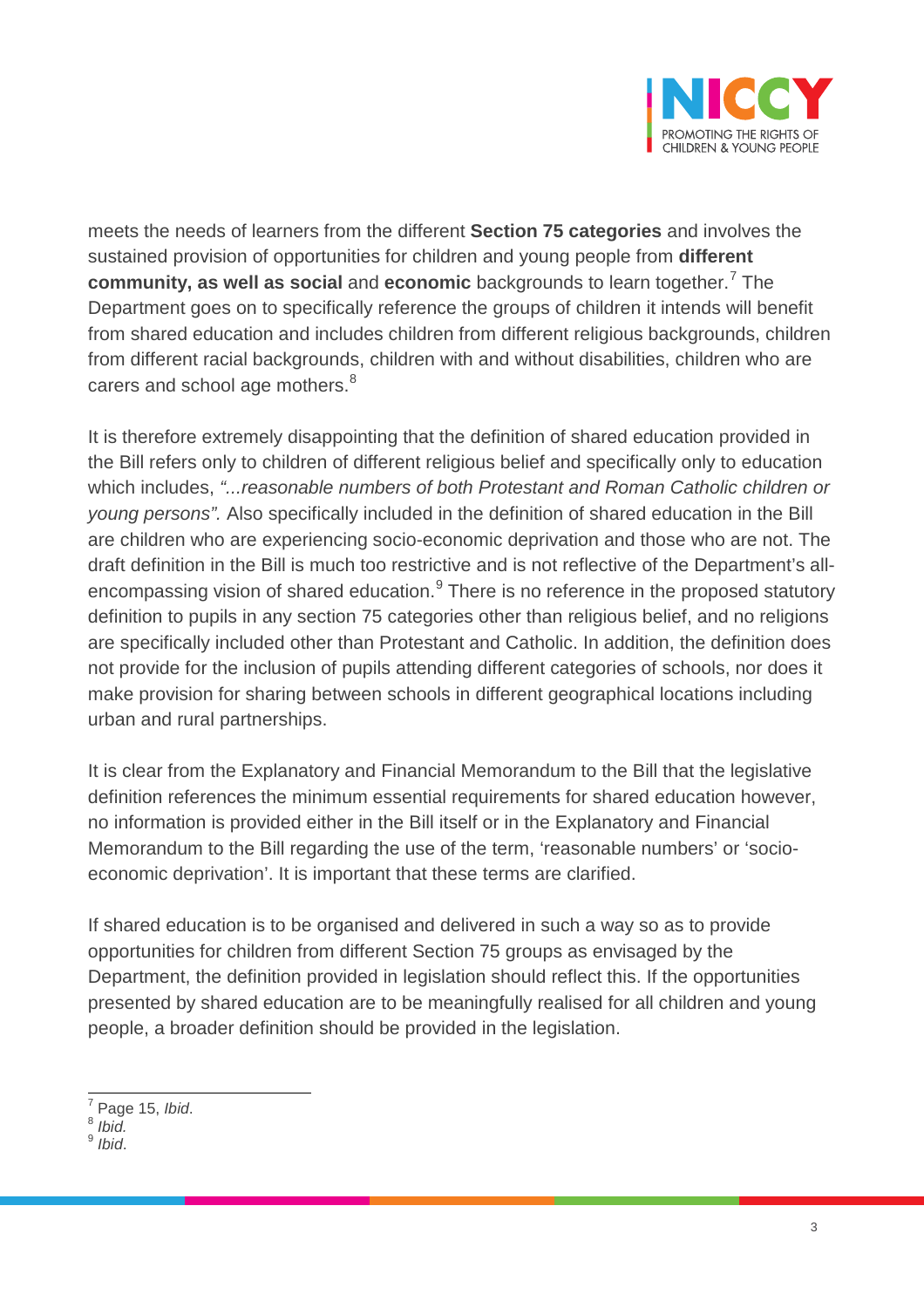meets the needs of learners from the different **Section 75 categories** and involves the sustained provision of opportunities for children and young people from **different community, as well as social** and **economic** backgrounds to learn together.[7] The Department goes on to specifically reference the groups of children it intends will benefit from shared education and includes children from different religious backgrounds, children from different racial backgrounds, children with and without disabilities, children who are carers and school age mothers.[8]

It is therefore extremely disappointing that the definition of shared education provided in the Bill refers only to children of different religious belief and specifically only to education which includes, *"...reasonable numbers of both Protestant and Roman Catholic children or young persons".* Also specifically included in the definition of shared education in the Bill are children who are experiencing socio-economic deprivation and those who are not. The draft definition in the Bill is much too restrictive and is not reflective of the Department's all-encompassing vision of shared education.[9] There is no reference in the proposed statutory definition to pupils in any section 75 categories other than religious belief, and no religions are specifically included other than Protestant and Catholic. In addition, the definition does not provide for the inclusion of pupils attending different categories of schools, nor does it make provision for sharing between schools in different geographical locations including urban and rural partnerships.

It is clear from the Explanatory and Financial Memorandum to the Bill that the legislative definition references the minimum essential requirements for shared education however, no information is provided either in the Bill itself or in the Explanatory and Financial Memorandum to the Bill regarding the use of the term, 'reasonable numbers' or 'socio-economic deprivation'. It is important that these terms are clarified.

If shared education is to be organised and delivered in such a way so as to provide opportunities for children from different Section 75 groups as envisaged by the Department, the definition provided in legislation should reflect this. If the opportunities presented by shared education are to be meaningfully realised for all children and young people, a broader definition should be provided in the legislation.

---

[7] Page 15, *Ibid*.
[8] *Ibid.*
[9] *Ibid*.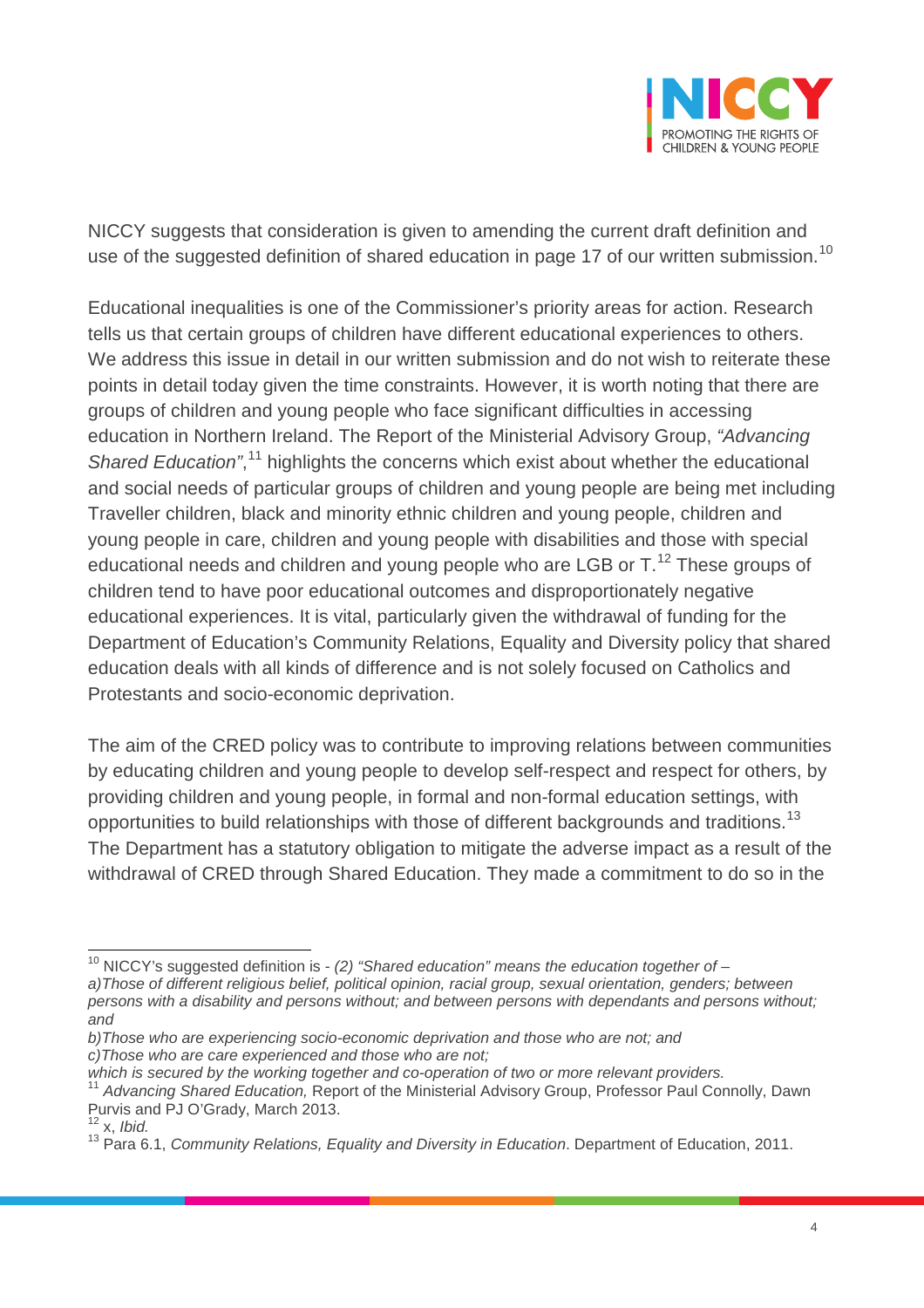NICCY suggests that consideration is given to amending the current draft definition and use of the suggested definition of shared education in page 17 of our written submission.[10]

Educational inequalities is one of the Commissioner's priority areas for action. Research tells us that certain groups of children have different educational experiences to others. We address this issue in detail in our written submission and do not wish to reiterate these points in detail today given the time constraints. However, it is worth noting that there are groups of children and young people who face significant difficulties in accessing education in Northern Ireland. The Report of the Ministerial Advisory Group, *"Advancing Shared Education"*,[11] highlights the concerns which exist about whether the educational and social needs of particular groups of children and young people are being met including Traveller children, black and minority ethnic children and young people, children and young people in care, children and young people with disabilities and those with special educational needs and children and young people who are LGB or T.[12] These groups of children tend to have poor educational outcomes and disproportionately negative educational experiences. It is vital, particularly given the withdrawal of funding for the Department of Education's Community Relations, Equality and Diversity policy that shared education deals with all kinds of difference and is not solely focused on Catholics and Protestants and socio-economic deprivation.

The aim of the CRED policy was to contribute to improving relations between communities by educating children and young people to develop self-respect and respect for others, by providing children and young people, in formal and non-formal education settings, with opportunities to build relationships with those of different backgrounds and traditions.[13] The Department has a statutory obligation to mitigate the adverse impact as a result of the withdrawal of CRED through Shared Education. They made a commitment to do so in the

---

[10] NICCY's suggested definition is - *(2) "Shared education" means the education together of –*
*a)Those of different religious belief, political opinion, racial group, sexual orientation, genders; between persons with a disability and persons without; and between persons with dependants and persons without; and*
*b)Those who are experiencing socio-economic deprivation and those who are not; and*
*c)Those who are care experienced and those who are not;*
*which is secured by the working together and co-operation of two or more relevant providers.*

[11] *Advancing Shared Education,* Report of the Ministerial Advisory Group, Professor Paul Connolly, Dawn Purvis and PJ O'Grady, March 2013.

[12] x, *Ibid.*

[13] Para 6.1, *Community Relations, Equality and Diversity in Education*. Department of Education, 2011.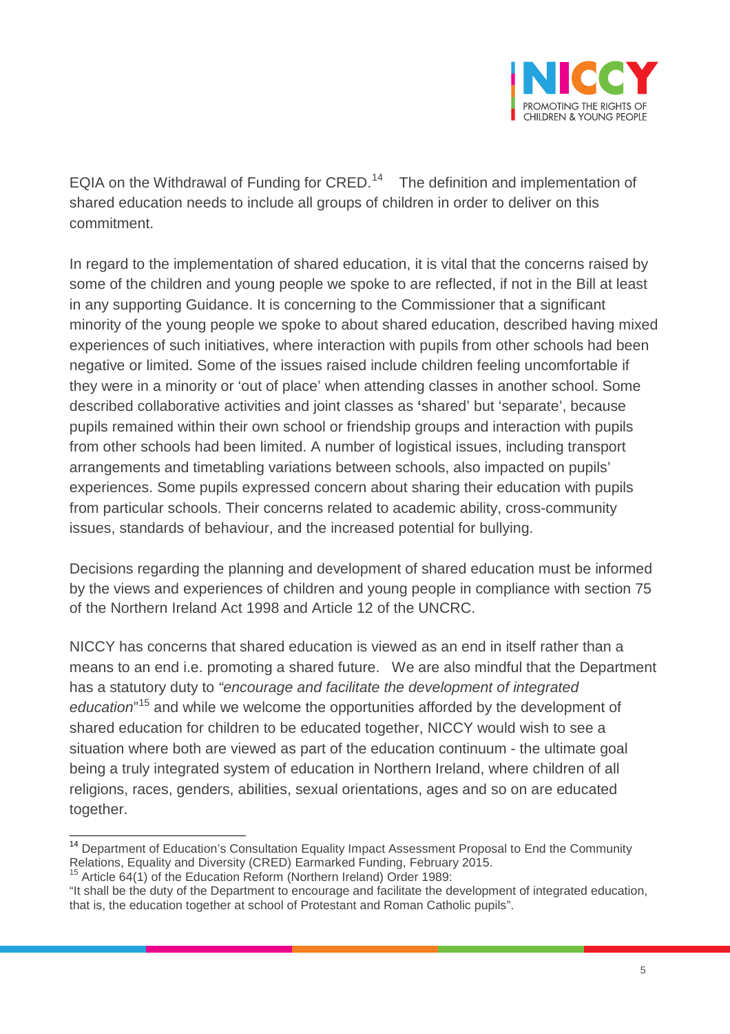EQIA on the Withdrawal of Funding for CRED.[14] The definition and implementation of shared education needs to include all groups of children in order to deliver on this commitment.

In regard to the implementation of shared education, it is vital that the concerns raised by some of the children and young people we spoke to are reflected, if not in the Bill at least in any supporting Guidance. It is concerning to the Commissioner that a significant minority of the young people we spoke to about shared education, described having mixed experiences of such initiatives, where interaction with pupils from other schools had been negative or limited. Some of the issues raised include children feeling uncomfortable if they were in a minority or 'out of place' when attending classes in another school. Some described collaborative activities and joint classes as 'shared' but 'separate', because pupils remained within their own school or friendship groups and interaction with pupils from other schools had been limited. A number of logistical issues, including transport arrangements and timetabling variations between schools, also impacted on pupils' experiences. Some pupils expressed concern about sharing their education with pupils from particular schools. Their concerns related to academic ability, cross-community issues, standards of behaviour, and the increased potential for bullying.

Decisions regarding the planning and development of shared education must be informed by the views and experiences of children and young people in compliance with section 75 of the Northern Ireland Act 1998 and Article 12 of the UNCRC.

NICCY has concerns that shared education is viewed as an end in itself rather than a means to an end i.e. promoting a shared future. We are also mindful that the Department has a statutory duty to *"encourage and facilitate the development of integrated education"*[15] and while we welcome the opportunities afforded by the development of shared education for children to be educated together, NICCY would wish to see a situation where both are viewed as part of the education continuum - the ultimate goal being a truly integrated system of education in Northern Ireland, where children of all religions, races, genders, abilities, sexual orientations, ages and so on are educated together.

---

[14] Department of Education's Consultation Equality Impact Assessment Proposal to End the Community Relations, Equality and Diversity (CRED) Earmarked Funding, February 2015.

[15] Article 64(1) of the Education Reform (Northern Ireland) Order 1989:
"It shall be the duty of the Department to encourage and facilitate the development of integrated education, that is, the education together at school of Protestant and Roman Catholic pupils".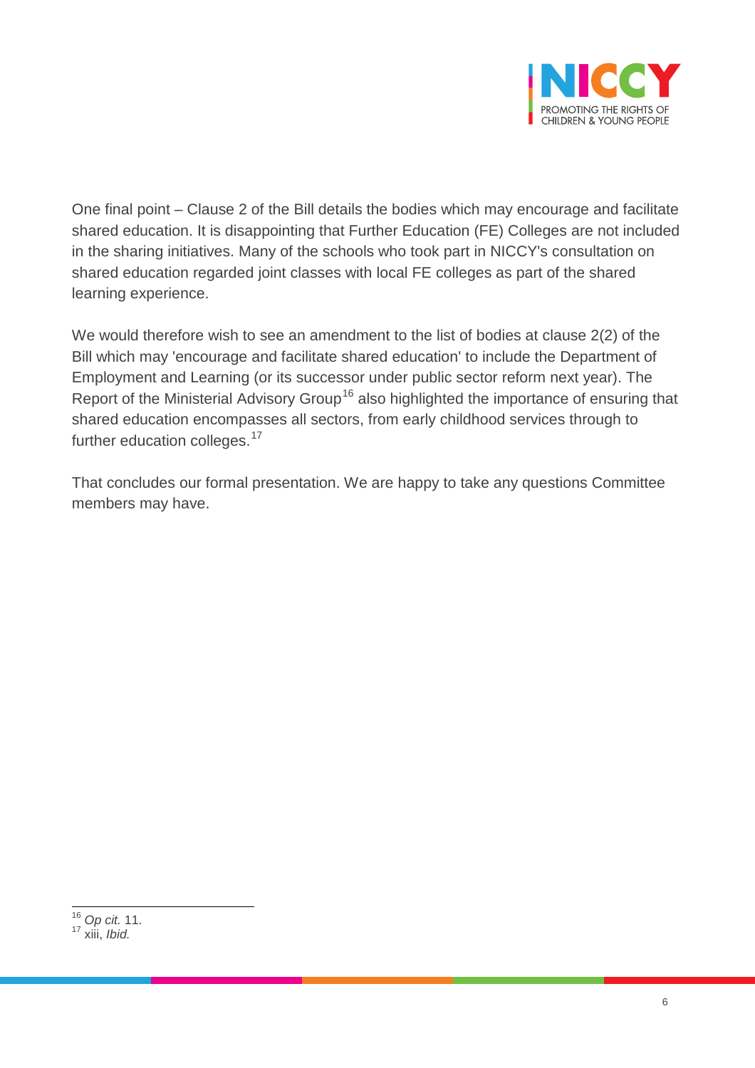One final point – Clause 2 of the Bill details the bodies which may encourage and facilitate shared education. It is disappointing that Further Education (FE) Colleges are not included in the sharing initiatives. Many of the schools who took part in NICCY's consultation on shared education regarded joint classes with local FE colleges as part of the shared learning experience.

We would therefore wish to see an amendment to the list of bodies at clause 2(2) of the Bill which may 'encourage and facilitate shared education' to include the Department of Employment and Learning (or its successor under public sector reform next year). The Report of the Ministerial Advisory Group[16] also highlighted the importance of ensuring that shared education encompasses all sectors, from early childhood services through to further education colleges.[17]

That concludes our formal presentation. We are happy to take any questions Committee members may have.

---

[16] *Op cit.* 11.

[17] xiii, *Ibid.*